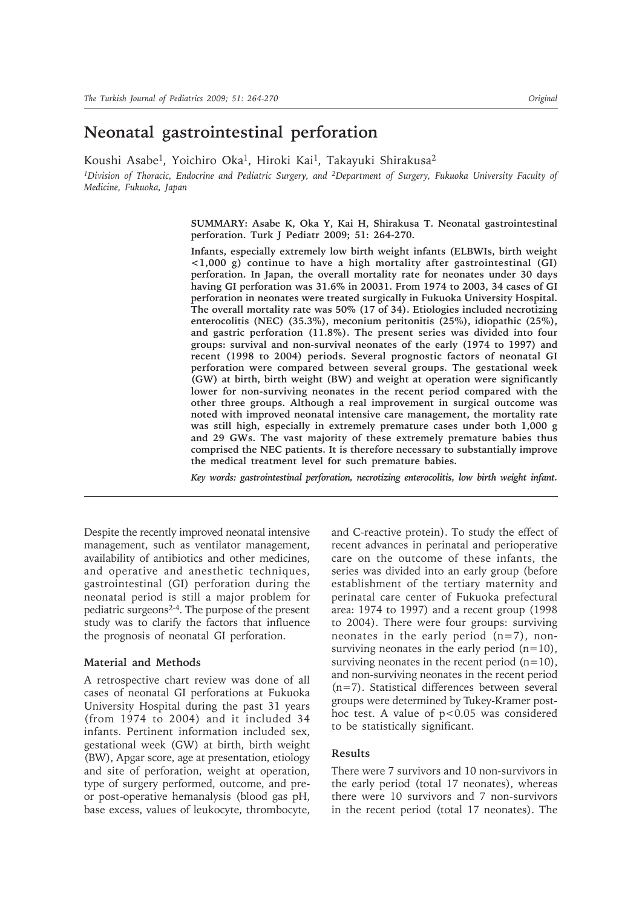# Neonatal gastrointestinal perforation

Koushi Asabe[1], Yoichiro Oka[1], Hiroki Kai[1], Takayuki Shirakusa[2]

[1]Division of Thoracic, Endocrine and Pediatric Surgery, and [2]Department of Surgery, Fukuoka University Faculty of Medicine, Fukuoka, Japan

**SUMMARY: Asabe K, Oka Y, Kai H, Shirakusa T. Neonatal gastrointestinal perforation. Turk J Pediatr 2009; 51: 264-270.**

**Infants, especially extremely low birth weight infants (ELBWIs, birth weight <1,000 g) continue to have a high mortality after gastrointestinal (GI) perforation. In Japan, the overall mortality rate for neonates under 30 days having GI perforation was 31.6% in 2003[1]. From 1974 to 2003, 34 cases of GI perforation in neonates were treated surgically in Fukuoka University Hospital. The overall mortality rate was 50% (17 of 34). Etiologies included necrotizing enterocolitis (NEC) (35.3%), meconium peritonitis (25%), idiopathic (25%), and gastric perforation (11.8%). The present series was divided into four groups: survival and non-survival neonates of the early (1974 to 1997) and recent (1998 to 2004) periods. Several prognostic factors of neonatal GI perforation were compared between several groups. The gestational week (GW) at birth, birth weight (BW) and weight at operation were significantly lower for non-surviving neonates in the recent period compared with the other three groups. Although a real improvement in surgical outcome was noted with improved neonatal intensive care management, the mortality rate was still high, especially in extremely premature cases under both 1,000 g and 29 GWs. The vast majority of these extremely premature babies thus comprised the NEC patients. It is therefore necessary to substantially improve the medical treatment level for such premature babies.**

*Key words: gastrointestinal perforation, necrotizing enterocolitis, low birth weight infant.*

Despite the recently improved neonatal intensive management, such as ventilator management, availability of antibiotics and other medicines, and operative and anesthetic techniques, gastrointestinal (GI) perforation during the neonatal period is still a major problem for pediatric surgeons[2-4]. The purpose of the present study was to clarify the factors that influence the prognosis of neonatal GI perforation.

### Material and Methods

A retrospective chart review was done of all cases of neonatal GI perforations at Fukuoka University Hospital during the past 31 years (from 1974 to 2004) and it included 34 infants. Pertinent information included sex, gestational week (GW) at birth, birth weight (BW), Apgar score, age at presentation, etiology and site of perforation, weight at operation, type of surgery performed, outcome, and pre- or post-operative hemanalysis (blood gas pH, base excess, values of leukocyte, thrombocyte, and C-reactive protein). To study the effect of recent advances in perinatal and perioperative care on the outcome of these infants, the series was divided into an early group (before establishment of the tertiary maternity and perinatal care center of Fukuoka prefectural area: 1974 to 1997) and a recent group (1998 to 2004). There were four groups: surviving neonates in the early period (n=7), non-surviving neonates in the early period (n=10), surviving neonates in the recent period (n=10), and non-surviving neonates in the recent period (n=7). Statistical differences between several groups were determined by Tukey-Kramer post-hoc test. A value of $p<0.05$ was considered to be statistically significant.

### Results

There were 7 survivors and 10 non-survivors in the early period (total 17 neonates), whereas there were 10 survivors and 7 non-survivors in the recent period (total 17 neonates). The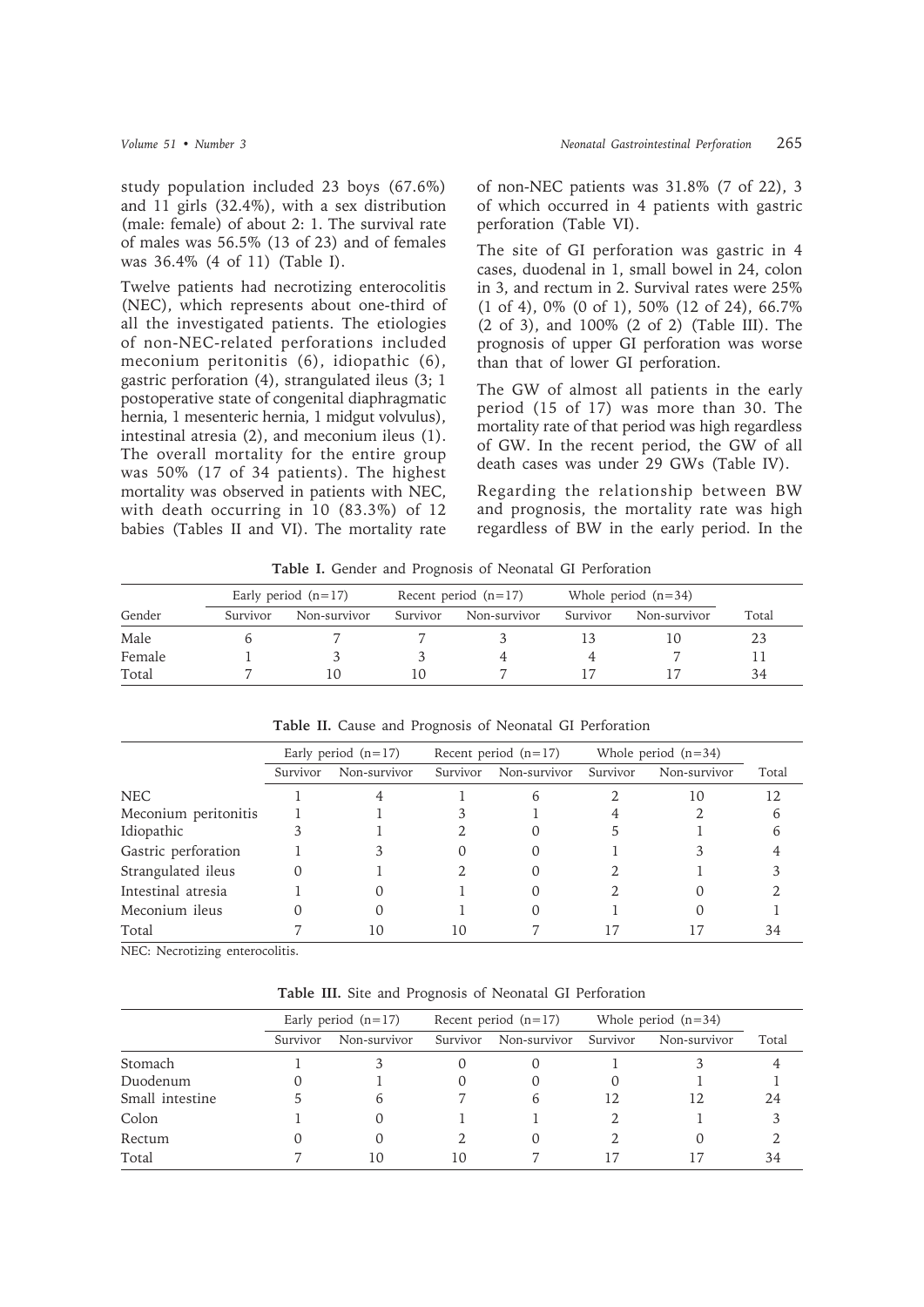study population included 23 boys (67.6%) and 11 girls (32.4%), with a sex distribution (male: female) of about 2: 1. The survival rate of males was 56.5% (13 of 23) and of females was 36.4% (4 of 11) (Table I).

Twelve patients had necrotizing enterocolitis (NEC), which represents about one-third of all the investigated patients. The etiologies of non-NEC-related perforations included meconium peritonitis (6), idiopathic (6), gastric perforation (4), strangulated ileus (3; 1 postoperative state of congenital diaphragmatic hernia, 1 mesenteric hernia, 1 midgut volvulus), intestinal atresia (2), and meconium ileus (1). The overall mortality for the entire group was 50% (17 of 34 patients). The highest mortality was observed in patients with NEC, with death occurring in 10 (83.3%) of 12 babies (Tables II and VI). The mortality rate of non-NEC patients was 31.8% (7 of 22), 3 of which occurred in 4 patients with gastric perforation (Table VI).

The site of GI perforation was gastric in 4 cases, duodenal in 1, small bowel in 24, colon in 3, and rectum in 2. Survival rates were 25% (1 of 4), 0% (0 of 1), 50% (12 of 24), 66.7% (2 of 3), and 100% (2 of 2) (Table III). The prognosis of upper GI perforation was worse than that of lower GI perforation.

The GW of almost all patients in the early period (15 of 17) was more than 30. The mortality rate of that period was high regardless of GW. In the recent period, the GW of all death cases was under 29 GWs (Table IV).

Regarding the relationship between BW and prognosis, the mortality rate was high regardless of BW in the early period. In the

**Table I.** Gender and Prognosis of Neonatal GI Perforation

| Gender | Early period (n=17) | | Recent period (n=17) | | Whole period (n=34) | | Total |
|---|---|---|---|---|---|---|---|
| | Survivor | Non-survivor | Survivor | Non-survivor | Survivor | Non-survivor | |
| Male | 6 | 7 | 7 | 3 | 13 | 10 | 23 |
| Female | 1 | 3 | 3 | 4 | 4 | 7 | 11 |
| Total | 7 | 10 | 10 | 7 | 17 | 17 | 34 |

**Table II.** Cause and Prognosis of Neonatal GI Perforation

| | Early period (n=17) | | Recent period (n=17) | | Whole period (n=34) | | Total |
|---|---|---|---|---|---|---|---|
| | Survivor | Non-survivor | Survivor | Non-survivor | Survivor | Non-survivor | |
| NEC | 1 | 4 | 1 | 6 | 2 | 10 | 12 |
| Meconium peritonitis | 1 | 1 | 3 | 1 | 4 | 2 | 6 |
| Idiopathic | 3 | 1 | 2 | 0 | 5 | 1 | 6 |
| Gastric perforation | 1 | 3 | 0 | 0 | 1 | 3 | 4 |
| Strangulated ileus | 0 | 1 | 2 | 0 | 2 | 1 | 3 |
| Intestinal atresia | 1 | 0 | 1 | 0 | 2 | 0 | 2 |
| Meconium ileus | 0 | 0 | 1 | 0 | 1 | 0 | 1 |
| Total | 7 | 10 | 10 | 7 | 17 | 17 | 34 |

NEC: Necrotizing enterocolitis.

**Table III.** Site and Prognosis of Neonatal GI Perforation

| | Early period (n=17) | | Recent period (n=17) | | Whole period (n=34) | | Total |
|---|---|---|---|---|---|---|---|
| | Survivor | Non-survivor | Survivor | Non-survivor | Survivor | Non-survivor | |
| Stomach | 1 | 3 | 0 | 0 | 1 | 3 | 4 |
| Duodenum | 0 | 1 | 0 | 0 | 0 | 1 | 1 |
| Small intestine | 5 | 6 | 7 | 6 | 12 | 12 | 24 |
| Colon | 1 | 0 | 1 | 1 | 2 | 1 | 3 |
| Rectum | 0 | 0 | 2 | 0 | 2 | 0 | 2 |
| Total | 7 | 10 | 10 | 7 | 17 | 17 | 34 |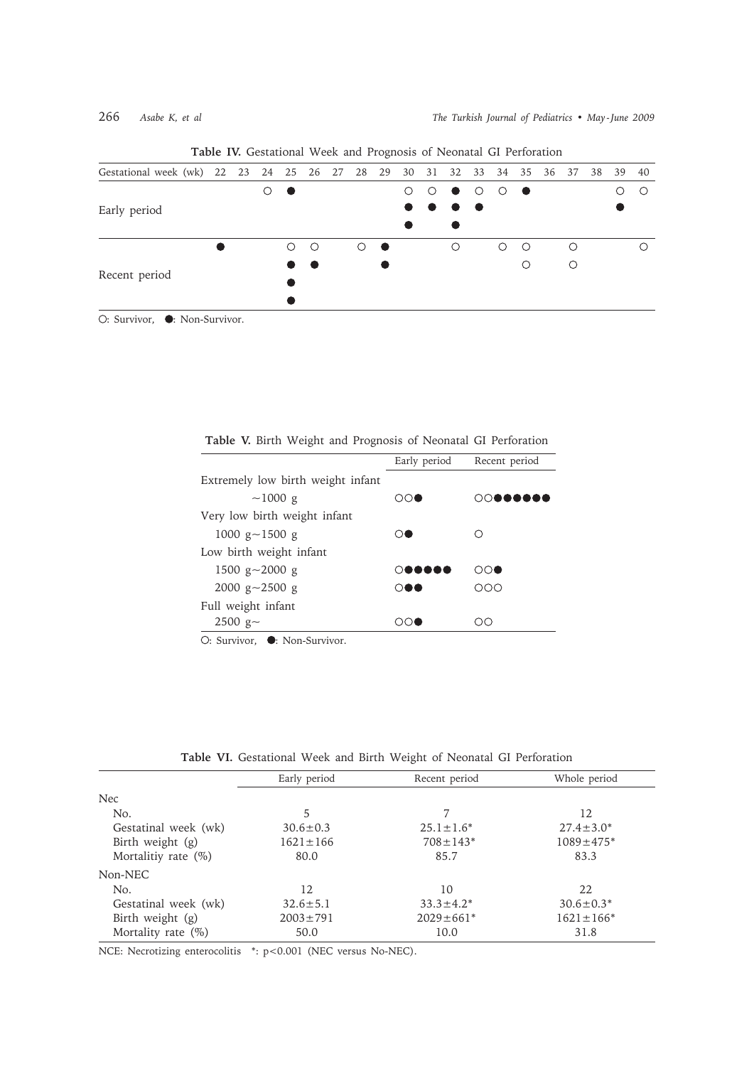**Table IV.** Gestational Week and Prognosis of Neonatal GI Perforation

| Gestational week (wk) | 22 | 23 | 24 | 25 | 26 | 27 | 28 | 29 | 30 | 31 | 32 | 33 | 34 | 35 | 36 | 37 | 38 | 39 | 40 |
|---|---|---|---|---|---|---|---|---|---|---|---|---|---|---|---|---|---|---|---|
| Early period | | | ○ | ● | | | | | ○ | ○ | ● | ○ | ○ | ● | | | | ○ | ○ |
| | | | | | | | | | ● | ● | ● | ● | | | | | | ● | |
| | | | | | | | | | ● | | ● | | | | | | | | |
| Recent period | ● | | | ○ | ○ | | ○ | ● | | | ○ | | ○ | ○ | | ○ | | | ○ |
| | | | | ● | ● | | | ● | | | | | | ○ | | ○ | | | |
| | | | | ● | | | | | | | | | | | | | | | |
| | | | | ● | | | | | | | | | | | | | | | |

○: Survivor, ●: Non-Survivor.

**Table V.** Birth Weight and Prognosis of Neonatal GI Perforation

| | Early period | Recent period |
|---|---|---|
| Extremely low birth weight infant | | |
| ~1000 g | ○○● | ○○●●●●●● |
| Very low birth weight infant | | |
| 1000 g~1500 g | ○● | ○ |
| Low birth weight infant | | |
| 1500 g~2000 g | ○●●●●● | ○○● |
| 2000 g~2500 g | ○●● | ○○○ |
| Full weight infant | | |
| 2500 g~ | ○○● | ○○ |

○: Survivor, ●: Non-Survivor.

**Table VI.** Gestational Week and Birth Weight of Neonatal GI Perforation

| | Early period | Recent period | Whole period |
|---|---|---|---|
| Nec | | | |
| No. | 5 | 7 | 12 |
| Gestatinal week (wk) | 30.6±0.3 | 25.1±1.6* | 27.4±3.0* |
| Birth weight (g) | 1621±166 | 708±143* | 1089±475* |
| Mortalitiy rate (%) | 80.0 | 85.7 | 83.3 |
| Non-NEC | | | |
| No. | 12 | 10 | 22 |
| Gestatinal week (wk) | 32.6±5.1 | 33.3±4.2* | 30.6±0.3* |
| Birth weight (g) | 2003±791 | 2029±661* | 1621±166* |
| Mortality rate (%) | 50.0 | 10.0 | 31.8 |

NCE: Necrotizing enterocolitis *: $p<0.001$ (NEC versus No-NEC).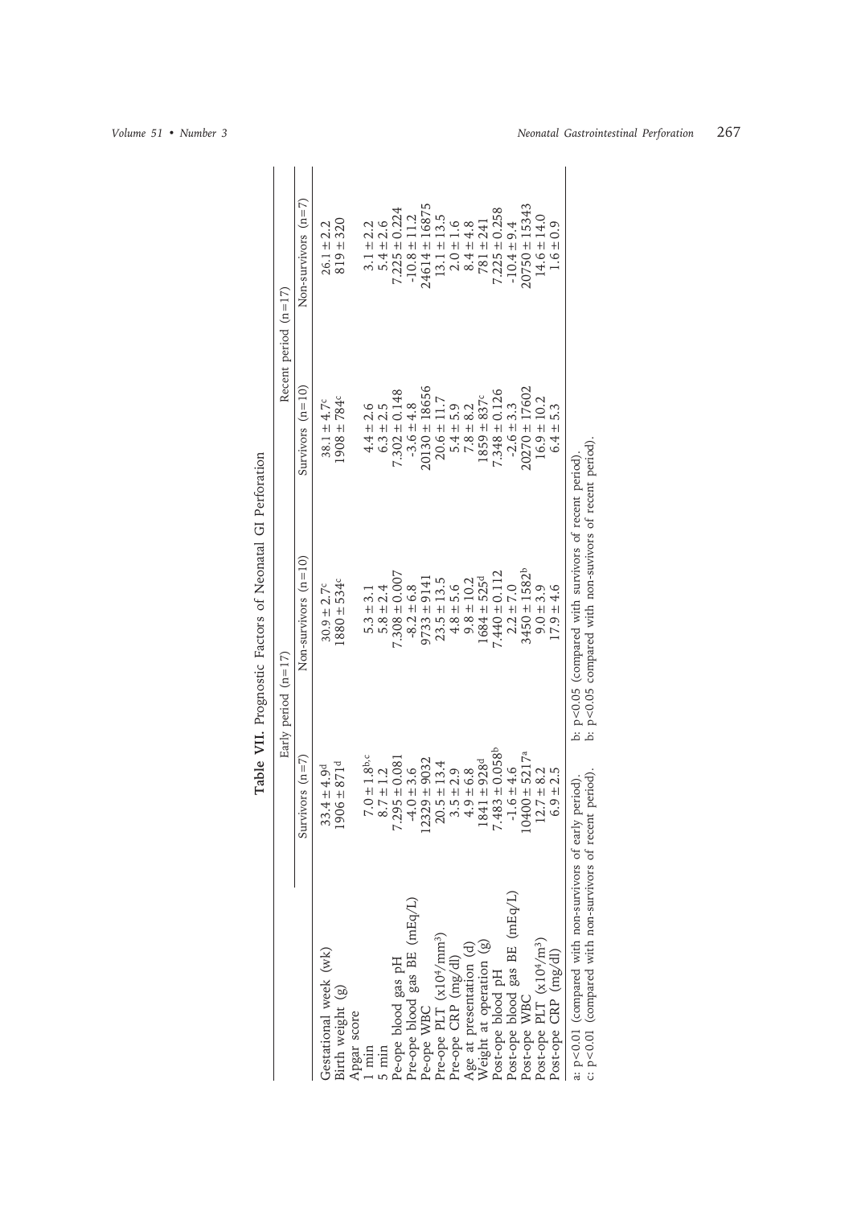**Table VII.** Prognostic Factors of Neonatal GI Perforation

| | Early period (n=17) | | Recent period (n=17) | |
|---|---|---|---|---|
| | Survivors (n=7) | Non-survivors (n=10) | Survivors (n=10) | Non-survivors (n=7) |
| Gestational week (wk) | 33.4 ± 4.9[d] | 30.9 ± 2.7[c] | 38.1 ± 4.7[c] | 26.1 ± 2.2 |
| Birth weight (g) | 1906 ± 871[d] | 1880 ± 534[c] | 1908 ± 784[c] | 819 ± 320 |
| Apgar score | | | | |
| 1 min | 7.0 ± 1.8[b,c] | 5.3 ± 3.1 | 4.4 ± 2.6 | 3.1 ± 2.2 |
| 5 min | 8.7 ± 1.2 | 5.8 ± 2.4 | 6.3 ± 2.5 | 5.4 ± 2.6 |
| Pe-ope blood gas pH | 7.295 ± 0.081 | 7.308 ± 0.007 | 7.302 ± 0.148 | 7.225 ± 0.224 |
| Pre-ope blood gas BE (mEq/L) | -4.0 ± 3.6 | -8.2 ± 6.8 | -3.6 ± 4.8 | -10.8 ± 11.2 |
| Pe-ope WBC | 12329 ± 9032 | 9733 ± 9141 | 20130 ± 18656 | 24614 ± 16875 |
| Pre-ope PLT ($x10^4/mm^3$) | 20.5 ± 13.4 | 23.5 ± 13.5 | 20.6 ± 11.7 | 13.1 ± 13.5 |
| Pre-ope CRP (mg/dl) | 3.5 ± 2.9 | 4.8 ± 5.6 | 5.4 ± 5.9 | 2.0 ± 1.6 |
| Age at presentation (d) | 4.9 ± 6.8 | 9.8 ± 10.2 | 7.8 ± 8.2 | 8.4 ± 4.8 |
| Weight at operation (g) | 1841 ± 928[d] | 1684 ± 525[d] | 1859 ± 837[c] | 781 ± 241 |
| Post-ope blood pH | 7.483 ± 0.058[b] | 7.440 ± 0.112 | 7.348 ± 0.126 | 7.225 ± 0.258 |
| Post-ope blood gas BE (mEq/L) | -1.6 ± 4.6 | 2.2 ± 7.0 | -2.6 ± 3.3 | -10.4 ± 9.4 |
| Post-ope WBC | 10400 ± 5217[a] | 3450 ± 1582[b] | 20270 ± 17602 | 20750 ± 15343 |
| Post-ope PLT ($x10^4/m^3$) | 12.7 ± 8.2 | 9.0 ± 3.9 | 16.9 ± 10.2 | 14.6 ± 14.0 |
| Post-ope CRP (mg/dl) | 6.9 ± 2.5 | 17.9 ± 4.6 | 6.4 ± 5.3 | 1.6 ± 0.9 |

a: $p<0.01$ (compared with non-survivors of early period). b: $p<0.05$ (compared with survivors of recent period).
c: $p<0.01$ (compared with non-survivors of recent period). b: $p<0.05$ compared with non-suvivors of recent period).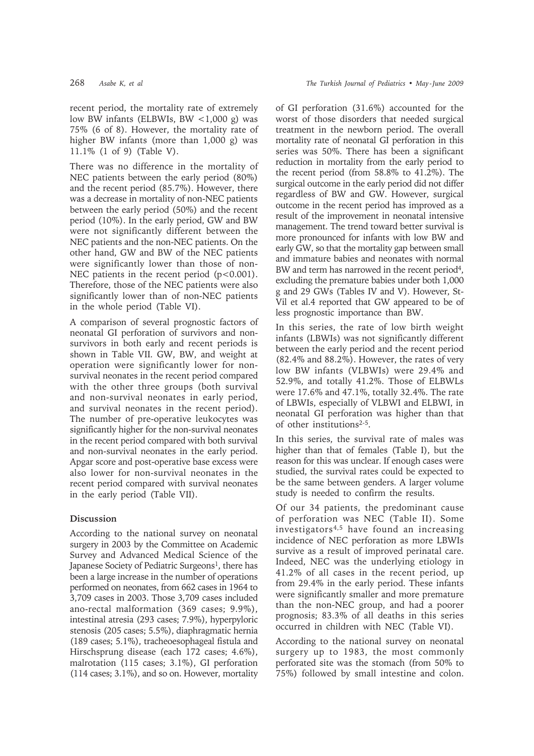recent period, the mortality rate of extremely low BW infants (ELBWIs, BW <1,000 g) was 75% (6 of 8). However, the mortality rate of higher BW infants (more than 1,000 g) was 11.1% (1 of 9) (Table V).

There was no difference in the mortality of NEC patients between the early period (80%) and the recent period (85.7%). However, there was a decrease in mortality of non-NEC patients between the early period (50%) and the recent period (10%). In the early period, GW and BW were not significantly different between the NEC patients and the non-NEC patients. On the other hand, GW and BW of the NEC patients were significantly lower than those of non-NEC patients in the recent period ($p<0.001$). Therefore, those of the NEC patients were also significantly lower than of non-NEC patients in the whole period (Table VI).

A comparison of several prognostic factors of neonatal GI perforation of survivors and non-survivors in both early and recent periods is shown in Table VII. GW, BW, and weight at operation were significantly lower for non-survival neonates in the recent period compared with the other three groups (both survival and non-survival neonates in early period, and survival neonates in the recent period). The number of pre-operative leukocytes was significantly higher for the non-survival neonates in the recent period compared with both survival and non-survival neonates in the early period. Apgar score and post-operative base excess were also lower for non-survival neonates in the recent period compared with survival neonates in the early period (Table VII).

## Discussion

According to the national survey on neonatal surgery in 2003 by the Committee on Academic Survey and Advanced Medical Science of the Japanese Society of Pediatric Surgeons[1], there has been a large increase in the number of operations performed on neonates, from 662 cases in 1964 to 3,709 cases in 2003. Those 3,709 cases included ano-rectal malformation (369 cases; 9.9%), intestinal atresia (293 cases; 7.9%), hyperpyloric stenosis (205 cases; 5.5%), diaphragmatic hernia (189 cases; 5.1%), tracheoesophageal fistula and Hirschsprung disease (each 172 cases; 4.6%), malrotation (115 cases; 3.1%), GI perforation (114 cases; 3.1%), and so on. However, mortality of GI perforation (31.6%) accounted for the worst of those disorders that needed surgical treatment in the newborn period. The overall mortality rate of neonatal GI perforation in this series was 50%. There has been a significant reduction in mortality from the early period to the recent period (from 58.8% to 41.2%). The surgical outcome in the early period did not differ regardless of BW and GW. However, surgical outcome in the recent period has improved as a result of the improvement in neonatal intensive management. The trend toward better survival is more pronounced for infants with low BW and early GW, so that the mortality gap between small and immature babies and neonates with normal BW and term has narrowed in the recent period[4], excluding the premature babies under both 1,000 g and 29 GWs (Tables IV and V). However, St-Vil et al.[4] reported that GW appeared to be of less prognostic importance than BW.

In this series, the rate of low birth weight infants (LBWIs) was not significantly different between the early period and the recent period (82.4% and 88.2%). However, the rates of very low BW infants (VLBWIs) were 29.4% and 52.9%, and totally 41.2%. Those of ELBWLs were 17.6% and 47.1%, totally 32.4%. The rate of LBWIs, especially of VLBWI and ELBWI, in neonatal GI perforation was higher than that of other institutions[2-5].

In this series, the survival rate of males was higher than that of females (Table I), but the reason for this was unclear. If enough cases were studied, the survival rates could be expected to be the same between genders. A larger volume study is needed to confirm the results.

Of our 34 patients, the predominant cause of perforation was NEC (Table II). Some investigators[4,5] have found an increasing incidence of NEC perforation as more LBWIs survive as a result of improved perinatal care. Indeed, NEC was the underlying etiology in 41.2% of all cases in the recent period, up from 29.4% in the early period. These infants were significantly smaller and more premature than the non-NEC group, and had a poorer prognosis; 83.3% of all deaths in this series occurred in children with NEC (Table VI).

According to the national survey on neonatal surgery up to 1983, the most commonly perforated site was the stomach (from 50% to 75%) followed by small intestine and colon.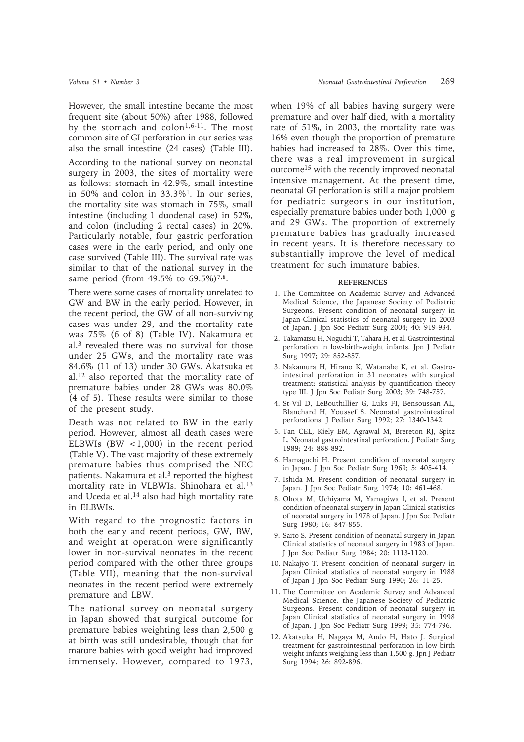However, the small intestine became the most frequent site (about 50%) after 1988, followed by the stomach and colon[1,6-11]. The most common site of GI perforation in our series was also the small intestine (24 cases) (Table III).

According to the national survey on neonatal surgery in 2003, the sites of mortality were as follows: stomach in 42.9%, small intestine in 50% and colon in 33.3%[1]. In our series, the mortality site was stomach in 75%, small intestine (including 1 duodenal case) in 52%, and colon (including 2 rectal cases) in 20%. Particularly notable, four gastric perforation cases were in the early period, and only one case survived (Table III). The survival rate was similar to that of the national survey in the same period (from 49.5% to 69.5%)[7,8].

There were some cases of mortality unrelated to GW and BW in the early period. However, in the recent period, the GW of all non-surviving cases was under 29, and the mortality rate was 75% (6 of 8) (Table IV). Nakamura et al.[3] revealed there was no survival for those under 25 GWs, and the mortality rate was 84.6% (11 of 13) under 30 GWs. Akatsuka et al.[12] also reported that the mortality rate of premature babies under 28 GWs was 80.0% (4 of 5). These results were similar to those of the present study.

Death was not related to BW in the early period. However, almost all death cases were ELBWIs (BW <1,000) in the recent period (Table V). The vast majority of these extremely premature babies thus comprised the NEC patients. Nakamura et al.[3] reported the highest mortality rate in VLBWIs. Shinohara et al.[13] and Uceda et al.[14] also had high mortality rate in ELBWIs.

With regard to the prognostic factors in both the early and recent periods, GW, BW, and weight at operation were significantly lower in non-survival neonates in the recent period compared with the other three groups (Table VII), meaning that the non-survival neonates in the recent period were extremely premature and LBW.

The national survey on neonatal surgery in Japan showed that surgical outcome for premature babies weighting less than 2,500 g at birth was still undesirable, though that for mature babies with good weight had improved immensely. However, compared to 1973, when 19% of all babies having surgery were premature and over half died, with a mortality rate of 51%, in 2003, the mortality rate was 16% even though the proportion of premature babies had increased to 28%. Over this time, there was a real improvement in surgical outcome[15] with the recently improved neonatal intensive management. At the present time, neonatal GI perforation is still a major problem for pediatric surgeons in our institution, especially premature babies under both 1,000 g and 29 GWs. The proportion of extremely premature babies has gradually increased in recent years. It is therefore necessary to substantially improve the level of medical treatment for such immature babies.

## REFERENCES

1. The Committee on Academic Survey and Advanced Medical Science, the Japanese Society of Pediatric Surgeons. Present condition of neonatal surgery in Japan-Clinical statistics of neonatal surgery in 2003 of Japan. J Jpn Soc Pediatr Surg 2004; 40: 919-934.
2. Takamatsu H, Noguchi T, Tahara H, et al. Gastrointestinal perforation in low-birth-weight infants. Jpn J Pediatr Surg 1997; 29: 852-857.
3. Nakamura H, Hirano K, Watanabe K, et al. Gastrointestinal perforation in 31 neonates with surgical treatment: statistical analysis by quantification theory type III. J Jpn Soc Pediatr Surg 2003; 39: 748-757.
4. St-Vil D, LeBouthillier G, Luks FI, Bensoussan AL, Blanchard H, Youssef S. Neonatal gastrointestinal perforations. J Pediatr Surg 1992; 27: 1340-1342.
5. Tan CEL, Kiely EM, Agrawal M, Brereton RJ, Spitz L. Neonatal gastrointestinal perforation. J Pediatr Surg 1989; 24: 888-892.
6. Hamaguchi H. Present condition of neonatal surgery in Japan. J Jpn Soc Pediatr Surg 1969; 5: 405-414.
7. Ishida M. Present condition of neonatal surgery in Japan. J Jpn Soc Pediatr Surg 1974; 10: 461-468.
8. Ohota M, Uchiyama M, Yamagiwa I, et al. Present condition of neonatal surgery in Japan Clinical statistics of neonatal surgery in 1978 of Japan. J Jpn Soc Pediatr Surg 1980; 16: 847-855.
9. Saito S. Present condition of neonatal surgery in Japan Clinical statistics of neonatal surgery in 1983 of Japan. J Jpn Soc Pediatr Surg 1984; 20: 1113-1120.
10. Nakajyo T. Present condition of neonatal surgery in Japan Clinical statistics of neonatal surgery in 1988 of Japan J Jpn Soc Pediatr Surg 1990; 26: 11-25.
11. The Committee on Academic Survey and Advanced Medical Science, the Japanese Society of Pediatric Surgeons. Present condition of neonatal surgery in Japan Clinical statistics of neonatal surgery in 1998 of Japan. J Jpn Soc Pediatr Surg 1999; 35: 774-796.
12. Akatsuka H, Nagaya M, Ando H, Hato J. Surgical treatment for gastrointestinal perforation in low birth weight infants weighing less than 1,500 g. Jpn J Pediatr Surg 1994; 26: 892-896.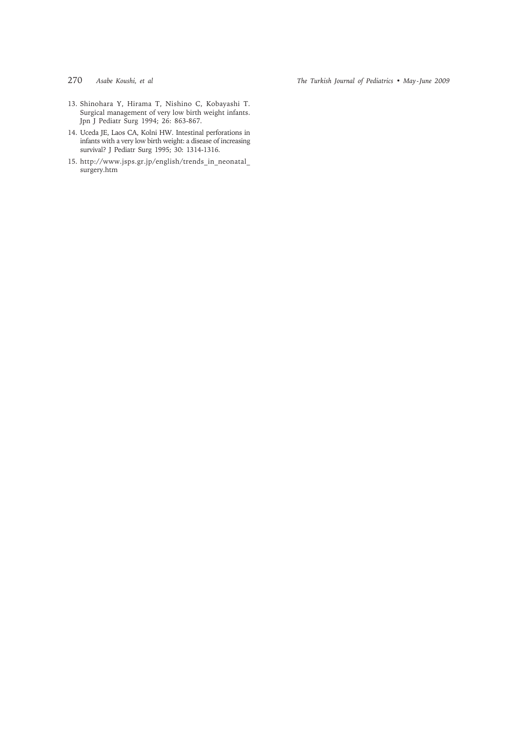13. Shinohara Y, Hirama T, Nishino C, Kobayashi T. Surgical management of very low birth weight infants. Jpn J Pediatr Surg 1994; 26: 863-867.
14. Uceda JE, Laos CA, Kolni HW. Intestinal perforations in infants with a very low birth weight: a disease of increasing survival? J Pediatr Surg 1995; 30: 1314-1316.
15. http://www.jsps.gr.jp/english/trends_in_neonatal_surgery.htm